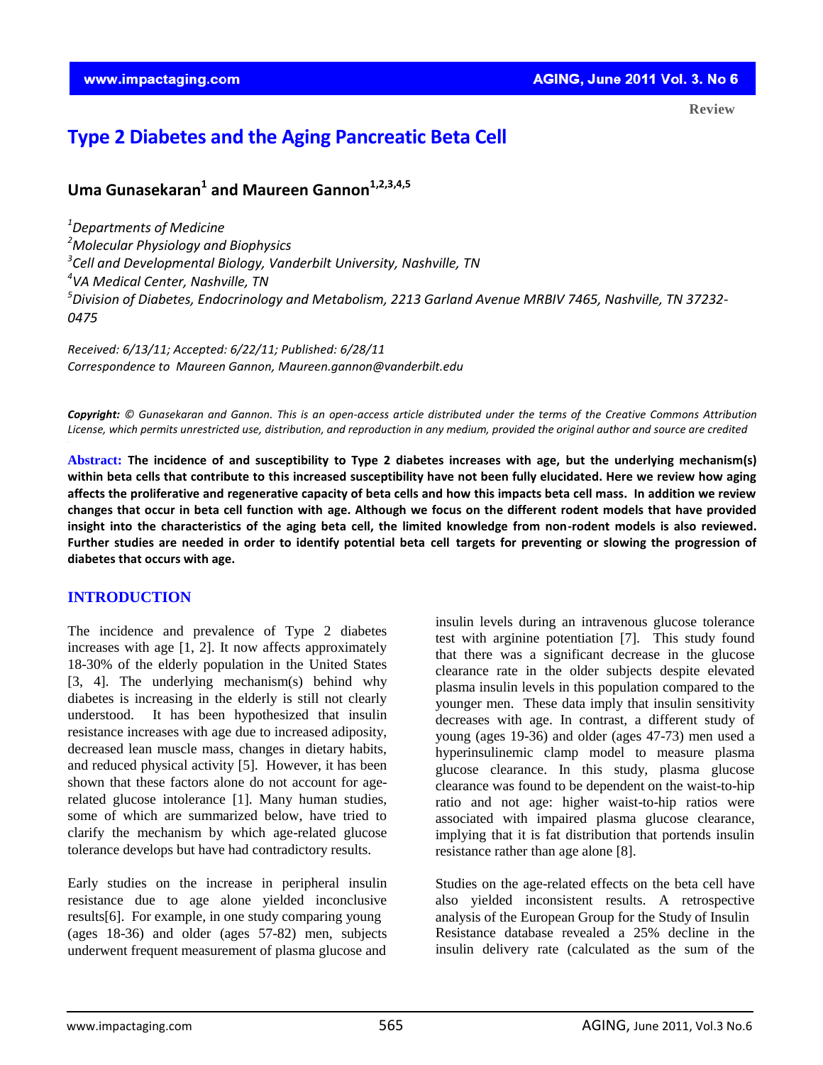Review

# Type 2 Diabetes and the Aging Pancreatic Beta Cell

## Uma Gunasekaran[1] and Maureen Gannon[1,2,3,4,5]

*[1]Departments of Medicine*
*[2]Molecular Physiology and Biophysics*
*[3]Cell and Developmental Biology, Vanderbilt University, Nashville, TN*
*[4]VA Medical Center, Nashville, TN*
*[5]Division of Diabetes, Endocrinology and Metabolism, 2213 Garland Avenue MRBIV 7465, Nashville, TN 37232-0475*

*Received: 6/13/11; Accepted: 6/22/11; Published: 6/28/11*
*Correspondence to Maureen Gannon, Maureen.gannon@vanderbilt.edu*

***Copyright:*** *© Gunasekaran and Gannon. This is an open-access article distributed under the terms of the Creative Commons Attribution License, which permits unrestricted use, distribution, and reproduction in any medium, provided the original author and source are credited*

**Abstract: The incidence of and susceptibility to Type 2 diabetes increases with age, but the underlying mechanism(s) within beta cells that contribute to this increased susceptibility have not been fully elucidated. Here we review how aging affects the proliferative and regenerative capacity of beta cells and how this impacts beta cell mass. In addition we review changes that occur in beta cell function with age. Although we focus on the different rodent models that have provided insight into the characteristics of the aging beta cell, the limited knowledge from non-rodent models is also reviewed. Further studies are needed in order to identify potential beta cell targets for preventing or slowing the progression of diabetes that occurs with age.**

## INTRODUCTION

The incidence and prevalence of Type 2 diabetes increases with age [1, 2]. It now affects approximately 18-30% of the elderly population in the United States [3, 4]. The underlying mechanism(s) behind why diabetes is increasing in the elderly is still not clearly understood. It has been hypothesized that insulin resistance increases with age due to increased adiposity, decreased lean muscle mass, changes in dietary habits, and reduced physical activity [5]. However, it has been shown that these factors alone do not account for age-related glucose intolerance [1]. Many human studies, some of which are summarized below, have tried to clarify the mechanism by which age-related glucose tolerance develops but have had contradictory results.

Early studies on the increase in peripheral insulin resistance due to age alone yielded inconclusive results[6]. For example, in one study comparing young (ages 18-36) and older (ages 57-82) men, subjects underwent frequent measurement of plasma glucose and insulin levels during an intravenous glucose tolerance test with arginine potentiation [7]. This study found that there was a significant decrease in the glucose clearance rate in the older subjects despite elevated plasma insulin levels in this population compared to the younger men. These data imply that insulin sensitivity decreases with age. In contrast, a different study of young (ages 19-36) and older (ages 47-73) men used a hyperinsulinemic clamp model to measure plasma glucose clearance. In this study, plasma glucose clearance was found to be dependent on the waist-to-hip ratio and not age: higher waist-to-hip ratios were associated with impaired plasma glucose clearance, implying that it is fat distribution that portends insulin resistance rather than age alone [8].

Studies on the age-related effects on the beta cell have also yielded inconsistent results. A retrospective analysis of the European Group for the Study of Insulin Resistance database revealed a 25% decline in the insulin delivery rate (calculated as the sum of the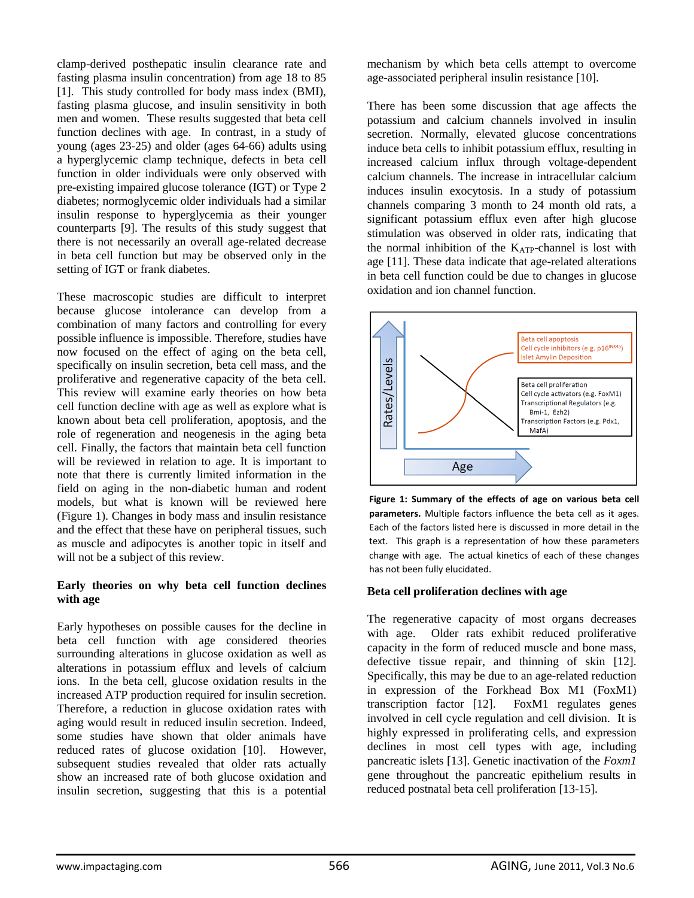clamp-derived posthepatic insulin clearance rate and fasting plasma insulin concentration) from age 18 to 85 [1]. This study controlled for body mass index (BMI), fasting plasma glucose, and insulin sensitivity in both men and women. These results suggested that beta cell function declines with age. In contrast, in a study of young (ages 23-25) and older (ages 64-66) adults using a hyperglycemic clamp technique, defects in beta cell function in older individuals were only observed with pre-existing impaired glucose tolerance (IGT) or Type 2 diabetes; normoglycemic older individuals had a similar insulin response to hyperglycemia as their younger counterparts [9]. The results of this study suggest that there is not necessarily an overall age-related decrease in beta cell function but may be observed only in the setting of IGT or frank diabetes.

These macroscopic studies are difficult to interpret because glucose intolerance can develop from a combination of many factors and controlling for every possible influence is impossible. Therefore, studies have now focused on the effect of aging on the beta cell, specifically on insulin secretion, beta cell mass, and the proliferative and regenerative capacity of the beta cell. This review will examine early theories on how beta cell function decline with age as well as explore what is known about beta cell proliferation, apoptosis, and the role of regeneration and neogenesis in the aging beta cell. Finally, the factors that maintain beta cell function will be reviewed in relation to age. It is important to note that there is currently limited information in the field on aging in the non-diabetic human and rodent models, but what is known will be reviewed here (Figure 1). Changes in body mass and insulin resistance and the effect that these have on peripheral tissues, such as muscle and adipocytes is another topic in itself and will not be a subject of this review.

## Early theories on why beta cell function declines with age

Early hypotheses on possible causes for the decline in beta cell function with age considered theories surrounding alterations in glucose oxidation as well as alterations in potassium efflux and levels of calcium ions. In the beta cell, glucose oxidation results in the increased ATP production required for insulin secretion. Therefore, a reduction in glucose oxidation rates with aging would result in reduced insulin secretion. Indeed, some studies have shown that older animals have reduced rates of glucose oxidation [10]. However, subsequent studies revealed that older rats actually show an increased rate of both glucose oxidation and insulin secretion, suggesting that this is a potential mechanism by which beta cells attempt to overcome age-associated peripheral insulin resistance [10].

There has been some discussion that age affects the potassium and calcium channels involved in insulin secretion. Normally, elevated glucose concentrations induce beta cells to inhibit potassium efflux, resulting in increased calcium influx through voltage-dependent calcium channels. The increase in intracellular calcium induces insulin exocytosis. In a study of potassium channels comparing 3 month to 24 month old rats, a significant potassium efflux even after high glucose stimulation was observed in older rats, indicating that the normal inhibition of the $K_{ATP}$-channel is lost with age [11]. These data indicate that age-related alterations in beta cell function could be due to changes in glucose oxidation and ion channel function.

**Figure 1: Summary of the effects of age on various beta cell parameters.** Multiple factors influence the beta cell as it ages. Each of the factors listed here is discussed in more detail in the text. This graph is a representation of how these parameters change with age. The actual kinetics of each of these changes has not been fully elucidated.

## Beta cell proliferation declines with age

The regenerative capacity of most organs decreases with age. Older rats exhibit reduced proliferative capacity in the form of reduced muscle and bone mass, defective tissue repair, and thinning of skin [12]. Specifically, this may be due to an age-related reduction in expression of the Forkhead Box M1 (FoxM1) transcription factor [12]. FoxM1 regulates genes involved in cell cycle regulation and cell division. It is highly expressed in proliferating cells, and expression declines in most cell types with age, including pancreatic islets [13]. Genetic inactivation of the *Foxm1* gene throughout the pancreatic epithelium results in reduced postnatal beta cell proliferation [13-15].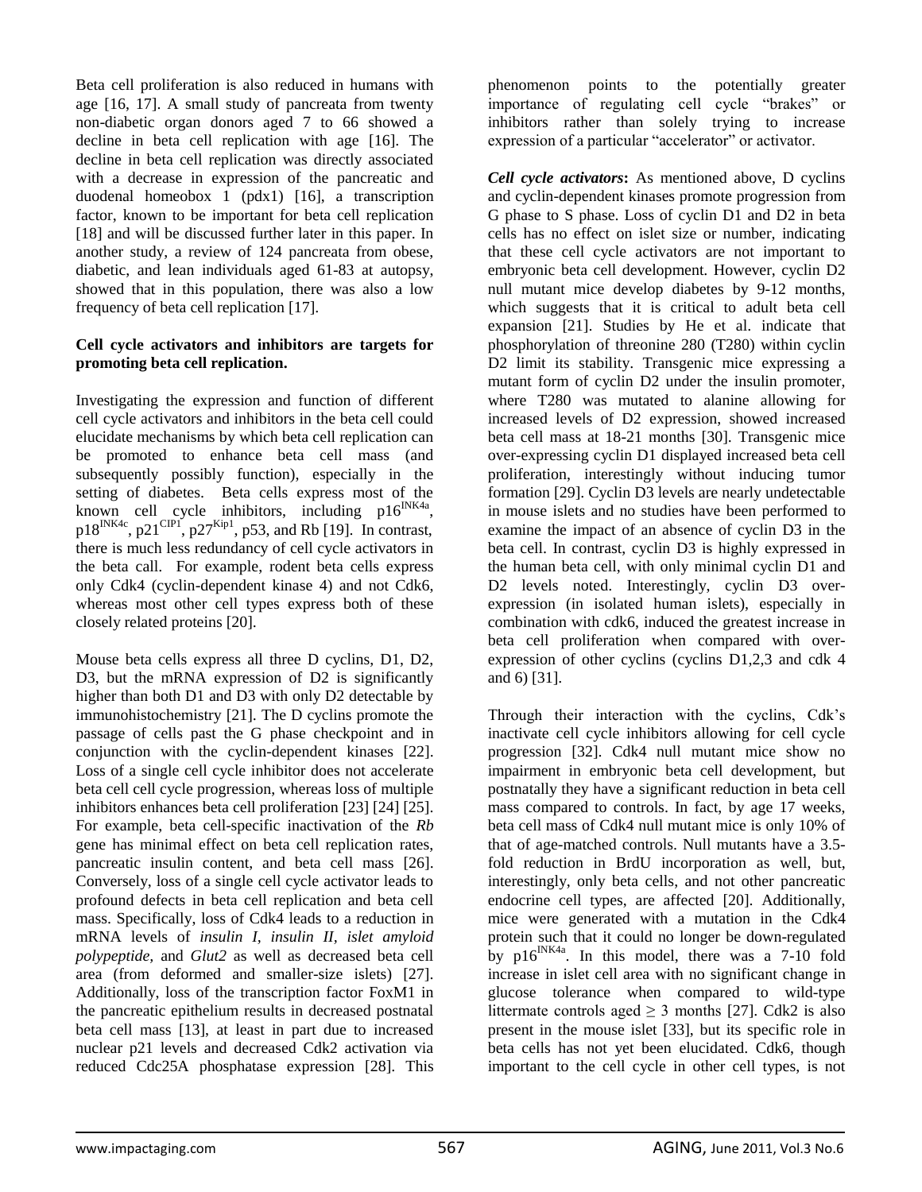Beta cell proliferation is also reduced in humans with age [16, 17]. A small study of pancreata from twenty non-diabetic organ donors aged 7 to 66 showed a decline in beta cell replication with age [16]. The decline in beta cell replication was directly associated with a decrease in expression of the pancreatic and duodenal homeobox 1 (pdx1) [16], a transcription factor, known to be important for beta cell replication [18] and will be discussed further later in this paper. In another study, a review of 124 pancreata from obese, diabetic, and lean individuals aged 61-83 at autopsy, showed that in this population, there was also a low frequency of beta cell replication [17].

**Cell cycle activators and inhibitors are targets for promoting beta cell replication.**

Investigating the expression and function of different cell cycle activators and inhibitors in the beta cell could elucidate mechanisms by which beta cell replication can be promoted to enhance beta cell mass (and subsequently possibly function), especially in the setting of diabetes. Beta cells express most of the known cell cycle inhibitors, including $p16^{INK4a}$, $p18^{INK4c}$, $p21^{CIP1}$, $p27^{Kip1}$, p53, and Rb [19]. In contrast, there is much less redundancy of cell cycle activators in the beta call. For example, rodent beta cells express only Cdk4 (cyclin-dependent kinase 4) and not Cdk6, whereas most other cell types express both of these closely related proteins [20].

Mouse beta cells express all three D cyclins, D1, D2, D3, but the mRNA expression of D2 is significantly higher than both D1 and D3 with only D2 detectable by immunohistochemistry [21]. The D cyclins promote the passage of cells past the G phase checkpoint and in conjunction with the cyclin-dependent kinases [22]. Loss of a single cell cycle inhibitor does not accelerate beta cell cell cycle progression, whereas loss of multiple inhibitors enhances beta cell proliferation [23] [24] [25]. For example, beta cell-specific inactivation of the *Rb* gene has minimal effect on beta cell replication rates, pancreatic insulin content, and beta cell mass [26]. Conversely, loss of a single cell cycle activator leads to profound defects in beta cell replication and beta cell mass. Specifically, loss of Cdk4 leads to a reduction in mRNA levels of *insulin I, insulin II, islet amyloid polypeptide,* and *Glut2* as well as decreased beta cell area (from deformed and smaller-size islets) [27]. Additionally, loss of the transcription factor FoxM1 in the pancreatic epithelium results in decreased postnatal beta cell mass [13], at least in part due to increased nuclear p21 levels and decreased Cdk2 activation via reduced Cdc25A phosphatase expression [28]. This phenomenon points to the potentially greater importance of regulating cell cycle "brakes" or inhibitors rather than solely trying to increase expression of a particular "accelerator" or activator.

***Cell cycle activators*:** As mentioned above, D cyclins and cyclin-dependent kinases promote progression from G phase to S phase. Loss of cyclin D1 and D2 in beta cells has no effect on islet size or number, indicating that these cell cycle activators are not important to embryonic beta cell development. However, cyclin D2 null mutant mice develop diabetes by 9-12 months, which suggests that it is critical to adult beta cell expansion [21]. Studies by He et al. indicate that phosphorylation of threonine 280 (T280) within cyclin D2 limit its stability. Transgenic mice expressing a mutant form of cyclin D2 under the insulin promoter, where T280 was mutated to alanine allowing for increased levels of D2 expression, showed increased beta cell mass at 18-21 months [30]. Transgenic mice over-expressing cyclin D1 displayed increased beta cell proliferation, interestingly without inducing tumor formation [29]. Cyclin D3 levels are nearly undetectable in mouse islets and no studies have been performed to examine the impact of an absence of cyclin D3 in the beta cell. In contrast, cyclin D3 is highly expressed in the human beta cell, with only minimal cyclin D1 and D2 levels noted. Interestingly, cyclin D3 over-expression (in isolated human islets), especially in combination with cdk6, induced the greatest increase in beta cell proliferation when compared with over-expression of other cyclins (cyclins D1,2,3 and cdk 4 and 6) [31].

Through their interaction with the cyclins, Cdk's inactivate cell cycle inhibitors allowing for cell cycle progression [32]. Cdk4 null mutant mice show no impairment in embryonic beta cell development, but postnatally they have a significant reduction in beta cell mass compared to controls. In fact, by age 17 weeks, beta cell mass of Cdk4 null mutant mice is only 10% of that of age-matched controls. Null mutants have a 3.5-fold reduction in BrdU incorporation as well, but, interestingly, only beta cells, and not other pancreatic endocrine cell types, are affected [20]. Additionally, mice were generated with a mutation in the Cdk4 protein such that it could no longer be down-regulated by $p16^{INK4a}$. In this model, there was a 7-10 fold increase in islet cell area with no significant change in glucose tolerance when compared to wild-type littermate controls aged $\geq 3$ months [27]. Cdk2 is also present in the mouse islet [33], but its specific role in beta cells has not yet been elucidated. Cdk6, though important to the cell cycle in other cell types, is not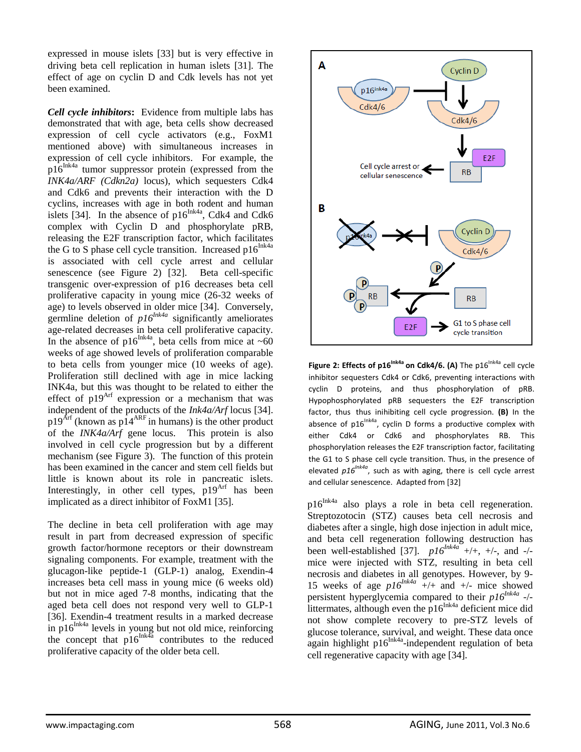expressed in mouse islets [33] but is very effective in driving beta cell replication in human islets [31]. The effect of age on cyclin D and Cdk levels has not yet been examined.

***Cell cycle inhibitors***: Evidence from multiple labs has demonstrated that with age, beta cells show decreased expression of cell cycle activators (e.g., FoxM1 mentioned above) with simultaneous increases in expression of cell cycle inhibitors. For example, the $p16^{Ink4a}$ tumor suppressor protein (expressed from the *INK4a/ARF (Cdkn2a)* locus), which sequesters Cdk4 and Cdk6 and prevents their interaction with the D cyclins, increases with age in both rodent and human islets [34]. In the absence of $p16^{Ink4a}$, Cdk4 and Cdk6 complex with Cyclin D and phosphorylate pRB, releasing the E2F transcription factor, which facilitates the G to S phase cell cycle transition. Increased $p16^{Ink4a}$ is associated with cell cycle arrest and cellular senescence (see Figure 2) [32]. Beta cell-specific transgenic over-expression of p16 decreases beta cell proliferative capacity in young mice (26-32 weeks of age) to levels observed in older mice [34]. Conversely, germline deletion of *p16$^{Ink4a}$* significantly ameliorates age-related decreases in beta cell proliferative capacity. In the absence of $p16^{Ink4a}$, beta cells from mice at ~60 weeks of age showed levels of proliferation comparable to beta cells from younger mice (10 weeks of age). Proliferation still declined with age in mice lacking INK4a, but this was thought to be related to either the effect of $p19^{Arf}$ expression or a mechanism that was independent of the products of the *Ink4a/Arf* locus [34]. $p19^{Arf}$ (known as $p14^{ARF}$ in humans) is the other product of the *INK4a/Arf* gene locus. This protein is also involved in cell cycle progression but by a different mechanism (see Figure 3). The function of this protein has been examined in the cancer and stem cell fields but little is known about its role in pancreatic islets. Interestingly, in other cell types, $p19^{Arf}$ has been implicated as a direct inhibitor of FoxM1 [35].

The decline in beta cell proliferation with age may result in part from decreased expression of specific growth factor/hormone receptors or their downstream signaling components. For example, treatment with the glucagon-like peptide-1 (GLP-1) analog, Exendin-4 increases beta cell mass in young mice (6 weeks old) but not in mice aged 7-8 months, indicating that the aged beta cell does not respond very well to GLP-1 [36]. Exendin-4 treatment results in a marked decrease in $p16^{Ink4a}$ levels in young but not old mice, reinforcing the concept that $p16^{Ink4a}$ contributes to the reduced proliferative capacity of the older beta cell.

**Figure 2: Effects of $p16^{Ink4a}$ on Cdk4/6. (A)** The $p16^{Ink4a}$ cell cycle inhibitor sequesters Cdk4 or Cdk6, preventing interactions with cyclin D proteins, and thus phosphorylation of pRB. Hypophosphorylated pRB sequesters the E2F transcription factor, thus inihibiting cell cycle progression. **(B)** In the absence of $p16^{Ink4a}$, cyclin D forms a productive complex with either Cdk4 or Cdk6 and phosphorylates RB. This phosphorylation releases the E2F transcription factor, facilitating the G1 to S phase cell cycle transition. Thus, in the presence of elevated *p16$^{Ink4a}$*, such as with aging, there is cell cycle arrest and cellular senescence. Adapted from [32]

$p16^{Ink4a}$ also plays a role in beta cell regeneration. Streptozotocin (STZ) causes beta cell necrosis and diabetes after a single, high dose injection in adult mice, and beta cell regeneration following destruction has been well-established [37]. *p16$^{Ink4a}$* +/+, +/-, and -/- mice were injected with STZ, resulting in beta cell necrosis and diabetes in all genotypes. However, by 9-15 weeks of age *p16$^{Ink4a}$* +/+ and +/- mice showed persistent hyperglycemia compared to their *p16$^{Ink4a}$* -/- littermates, although even the $p16^{Ink4a}$ deficient mice did not show complete recovery to pre-STZ levels of glucose tolerance, survival, and weight. These data once again highlight $p16^{Ink4a}$-independent regulation of beta cell regenerative capacity with age [34].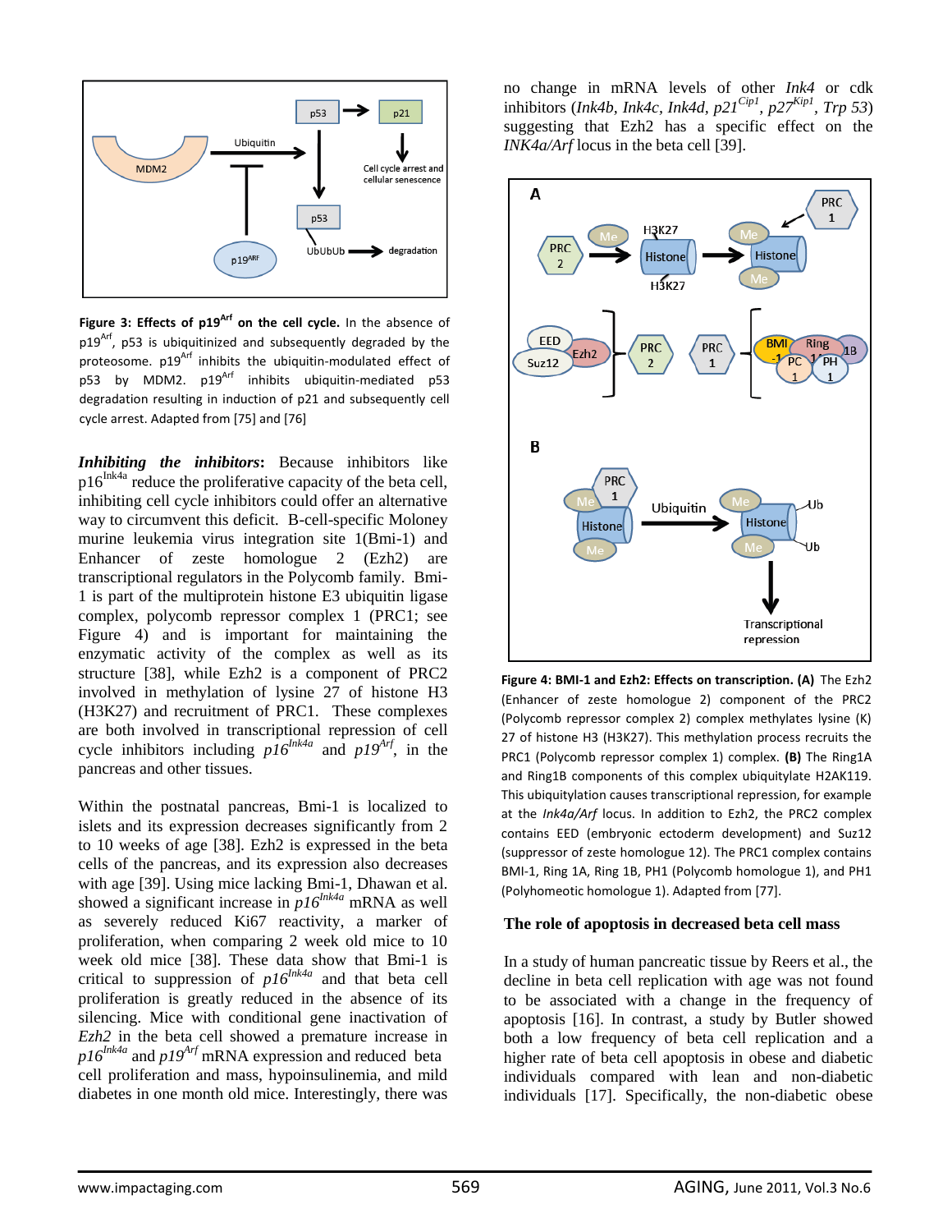**Figure 3: Effects of p19$^{Arf}$ on the cell cycle.** In the absence of p19$^{Arf}$, p53 is ubiquitinized and subsequently degraded by the proteosome. p19$^{Arf}$ inhibits the ubiquitin-modulated effect of p53 by MDM2. p19$^{Arf}$ inhibits ubiquitin-mediated p53 degradation resulting in induction of p21 and subsequently cell cycle arrest. Adapted from [75] and [76]

***Inhibiting the inhibitors*:** Because inhibitors like p16$^{Ink4a}$ reduce the proliferative capacity of the beta cell, inhibiting cell cycle inhibitors could offer an alternative way to circumvent this deficit. B-cell-specific Moloney murine leukemia virus integration site 1(Bmi-1) and Enhancer of zeste homologue 2 (Ezh2) are transcriptional regulators in the Polycomb family. Bmi-1 is part of the multiprotein histone E3 ubiquitin ligase complex, polycomb repressor complex 1 (PRC1; see Figure 4) and is important for maintaining the enzymatic activity of the complex as well as its structure [38], while Ezh2 is a component of PRC2 involved in methylation of lysine 27 of histone H3 (H3K27) and recruitment of PRC1. These complexes are both involved in transcriptional repression of cell cycle inhibitors including *p16$^{Ink4a}$* and *p19$^{Arf}$*, in the pancreas and other tissues.

Within the postnatal pancreas, Bmi-1 is localized to islets and its expression decreases significantly from 2 to 10 weeks of age [38]. Ezh2 is expressed in the beta cells of the pancreas, and its expression also decreases with age [39]. Using mice lacking Bmi-1, Dhawan et al. showed a significant increase in *p16$^{Ink4a}$* mRNA as well as severely reduced Ki67 reactivity, a marker of proliferation, when comparing 2 week old mice to 10 week old mice [38]. These data show that Bmi-1 is critical to suppression of *p16$^{Ink4a}$* and that beta cell proliferation is greatly reduced in the absence of its silencing. Mice with conditional gene inactivation of *Ezh2* in the beta cell showed a premature increase in *p16$^{Ink4a}$* and *p19$^{Arf}$* mRNA expression and reduced beta cell proliferation and mass, hypoinsulinemia, and mild diabetes in one month old mice. Interestingly, there was no change in mRNA levels of other *Ink4* or cdk inhibitors (*Ink4b*, *Ink4c*, *Ink4d*, *p21$^{Cip1}$*, *p27$^{Kip1}$*, *Trp 53*) suggesting that Ezh2 has a specific effect on the *INK4a/Arf* locus in the beta cell [39].

**Figure 4: BMI-1 and Ezh2: Effects on transcription. (A)** The Ezh2 (Enhancer of zeste homologue 2) component of the PRC2 (Polycomb repressor complex 2) complex methylates lysine (K) 27 of histone H3 (H3K27). This methylation process recruits the PRC1 (Polycomb repressor complex 1) complex. **(B)** The Ring1A and Ring1B components of this complex ubiquitylate H2AK119. This ubiquitylation causes transcriptional repression, for example at the *Ink4a/Arf* locus. In addition to Ezh2, the PRC2 complex contains EED (embryonic ectoderm development) and Suz12 (suppressor of zeste homologue 12). The PRC1 complex contains BMI-1, Ring 1A, Ring 1B, PH1 (Polycomb homologue 1), and PH1 (Polyhomeotic homologue 1). Adapted from [77].

## The role of apoptosis in decreased beta cell mass

In a study of human pancreatic tissue by Reers et al., the decline in beta cell replication with age was not found to be associated with a change in the frequency of apoptosis [16]. In contrast, a study by Butler showed both a low frequency of beta cell replication and a higher rate of beta cell apoptosis in obese and diabetic individuals compared with lean and non-diabetic individuals [17]. Specifically, the non-diabetic obese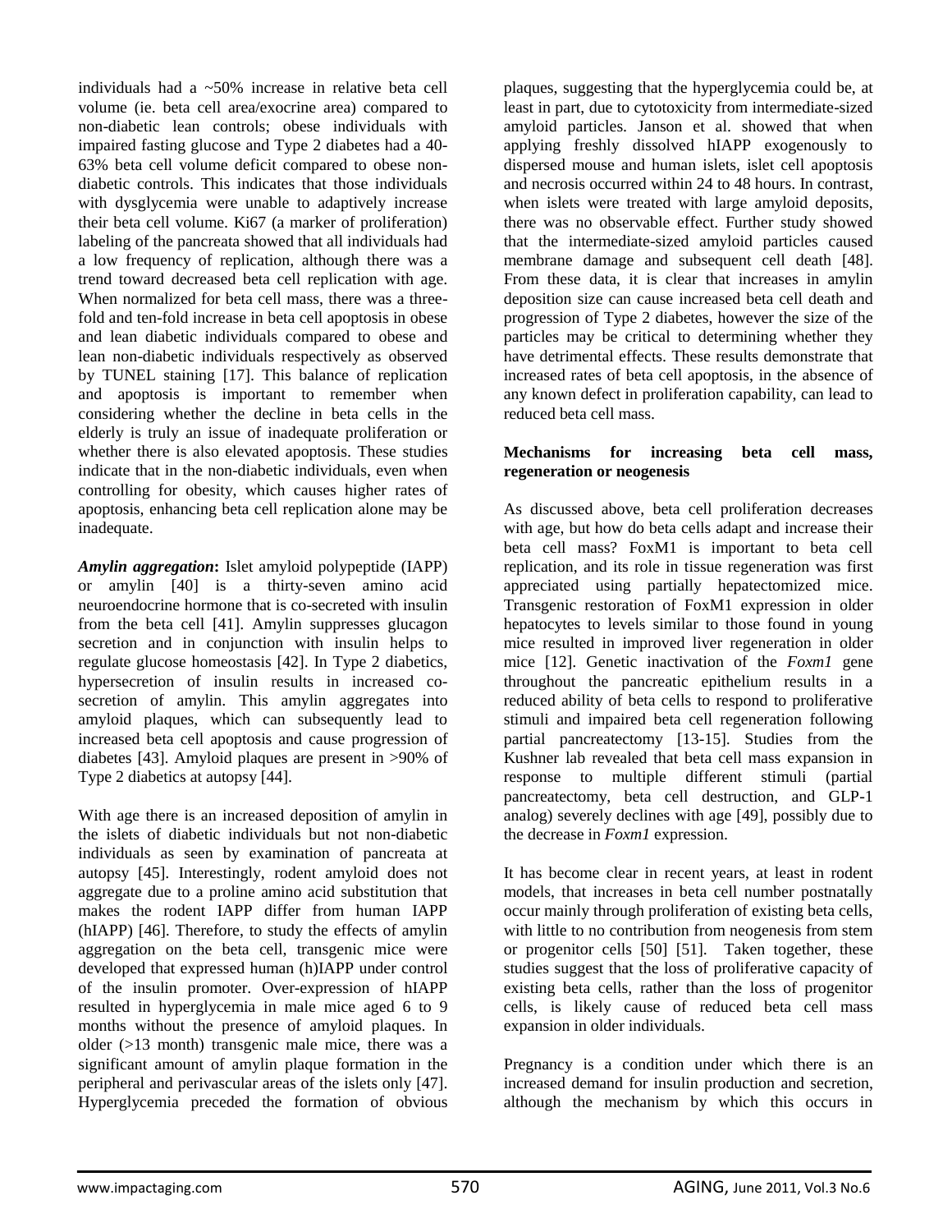individuals had a ~50% increase in relative beta cell volume (ie. beta cell area/exocrine area) compared to non-diabetic lean controls; obese individuals with impaired fasting glucose and Type 2 diabetes had a 40-63% beta cell volume deficit compared to obese non-diabetic controls. This indicates that those individuals with dysglycemia were unable to adaptively increase their beta cell volume. Ki67 (a marker of proliferation) labeling of the pancreata showed that all individuals had a low frequency of replication, although there was a trend toward decreased beta cell replication with age. When normalized for beta cell mass, there was a three-fold and ten-fold increase in beta cell apoptosis in obese and lean diabetic individuals compared to obese and lean non-diabetic individuals respectively as observed by TUNEL staining [17]. This balance of replication and apoptosis is important to remember when considering whether the decline in beta cells in the elderly is truly an issue of inadequate proliferation or whether there is also elevated apoptosis. These studies indicate that in the non-diabetic individuals, even when controlling for obesity, which causes higher rates of apoptosis, enhancing beta cell replication alone may be inadequate.

***Amylin aggregation*:** Islet amyloid polypeptide (IAPP) or amylin [40] is a thirty-seven amino acid neuroendocrine hormone that is co-secreted with insulin from the beta cell [41]. Amylin suppresses glucagon secretion and in conjunction with insulin helps to regulate glucose homeostasis [42]. In Type 2 diabetics, hypersecretion of insulin results in increased co-secretion of amylin. This amylin aggregates into amyloid plaques, which can subsequently lead to increased beta cell apoptosis and cause progression of diabetes [43]. Amyloid plaques are present in >90% of Type 2 diabetics at autopsy [44].

With age there is an increased deposition of amylin in the islets of diabetic individuals but not non-diabetic individuals as seen by examination of pancreata at autopsy [45]. Interestingly, rodent amyloid does not aggregate due to a proline amino acid substitution that makes the rodent IAPP differ from human IAPP (hIAPP) [46]. Therefore, to study the effects of amylin aggregation on the beta cell, transgenic mice were developed that expressed human (h)IAPP under control of the insulin promoter. Over-expression of hIAPP resulted in hyperglycemia in male mice aged 6 to 9 months without the presence of amyloid plaques. In older (>13 month) transgenic male mice, there was a significant amount of amylin plaque formation in the peripheral and perivascular areas of the islets only [47]. Hyperglycemia preceded the formation of obvious plaques, suggesting that the hyperglycemia could be, at least in part, due to cytotoxicity from intermediate-sized amyloid particles. Janson et al. showed that when applying freshly dissolved hIAPP exogenously to dispersed mouse and human islets, islet cell apoptosis and necrosis occurred within 24 to 48 hours. In contrast, when islets were treated with large amyloid deposits, there was no observable effect. Further study showed that the intermediate-sized amyloid particles caused membrane damage and subsequent cell death [48]. From these data, it is clear that increases in amylin deposition size can cause increased beta cell death and progression of Type 2 diabetes, however the size of the particles may be critical to determining whether they have detrimental effects. These results demonstrate that increased rates of beta cell apoptosis, in the absence of any known defect in proliferation capability, can lead to reduced beta cell mass.

**Mechanisms for increasing beta cell mass, regeneration or neogenesis**

As discussed above, beta cell proliferation decreases with age, but how do beta cells adapt and increase their beta cell mass? FoxM1 is important to beta cell replication, and its role in tissue regeneration was first appreciated using partially hepatectomized mice. Transgenic restoration of FoxM1 expression in older hepatocytes to levels similar to those found in young mice resulted in improved liver regeneration in older mice [12]. Genetic inactivation of the *Foxm1* gene throughout the pancreatic epithelium results in a reduced ability of beta cells to respond to proliferative stimuli and impaired beta cell regeneration following partial pancreatectomy [13-15]. Studies from the Kushner lab revealed that beta cell mass expansion in response to multiple different stimuli (partial pancreatectomy, beta cell destruction, and GLP-1 analog) severely declines with age [49], possibly due to the decrease in *Foxm1* expression.

It has become clear in recent years, at least in rodent models, that increases in beta cell number postnatally occur mainly through proliferation of existing beta cells, with little to no contribution from neogenesis from stem or progenitor cells [50] [51]. Taken together, these studies suggest that the loss of proliferative capacity of existing beta cells, rather than the loss of progenitor cells, is likely cause of reduced beta cell mass expansion in older individuals.

Pregnancy is a condition under which there is an increased demand for insulin production and secretion, although the mechanism by which this occurs in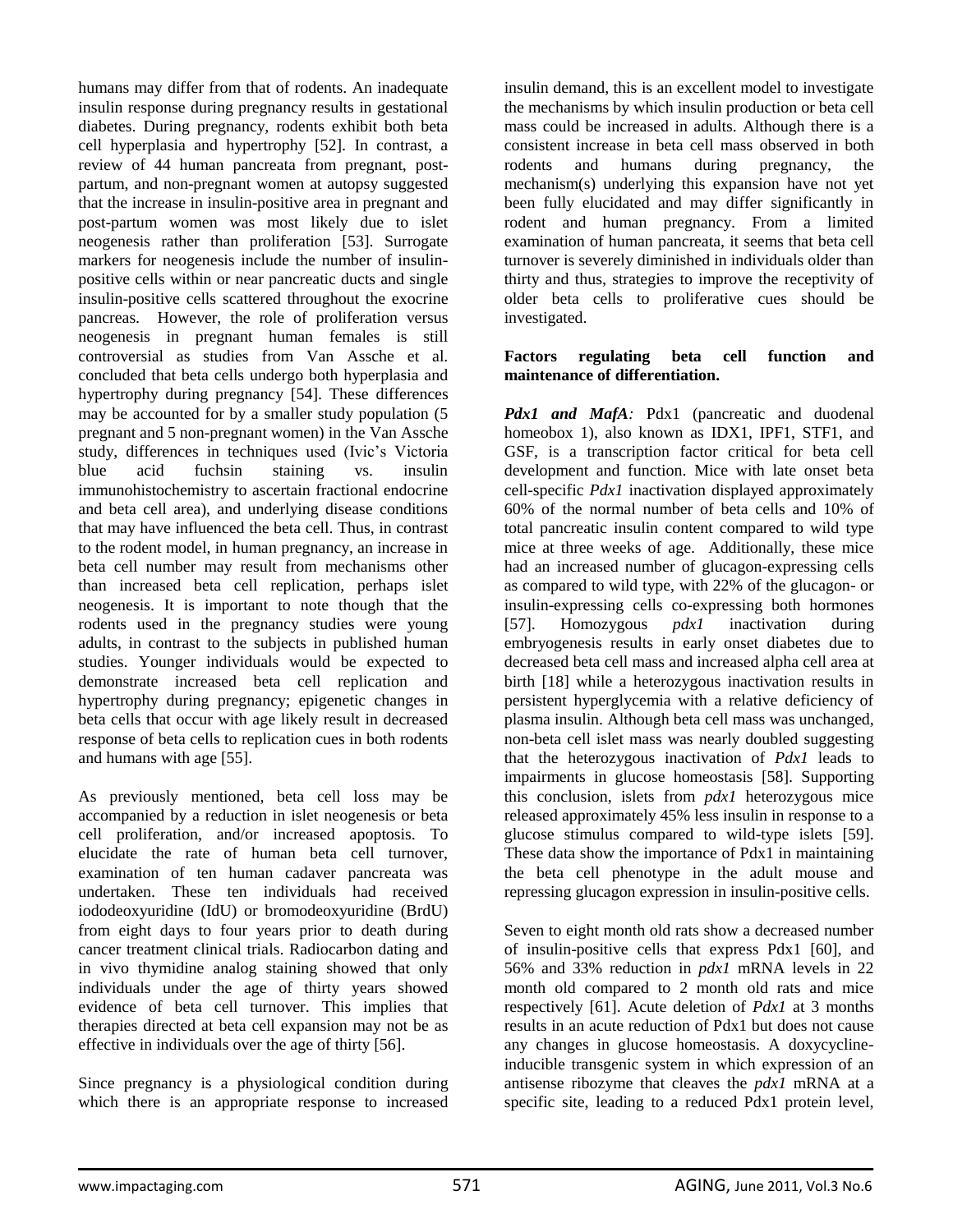humans may differ from that of rodents. An inadequate insulin response during pregnancy results in gestational diabetes. During pregnancy, rodents exhibit both beta cell hyperplasia and hypertrophy [52]. In contrast, a review of 44 human pancreata from pregnant, post-partum, and non-pregnant women at autopsy suggested that the increase in insulin-positive area in pregnant and post-partum women was most likely due to islet neogenesis rather than proliferation [53]. Surrogate markers for neogenesis include the number of insulin-positive cells within or near pancreatic ducts and single insulin-positive cells scattered throughout the exocrine pancreas. However, the role of proliferation versus neogenesis in pregnant human females is still controversial as studies from Van Assche et al. concluded that beta cells undergo both hyperplasia and hypertrophy during pregnancy [54]. These differences may be accounted for by a smaller study population (5 pregnant and 5 non-pregnant women) in the Van Assche study, differences in techniques used (Ivic's Victoria blue acid fuchsin staining vs. insulin immunohistochemistry to ascertain fractional endocrine and beta cell area), and underlying disease conditions that may have influenced the beta cell. Thus, in contrast to the rodent model, in human pregnancy, an increase in beta cell number may result from mechanisms other than increased beta cell replication, perhaps islet neogenesis. It is important to note though that the rodents used in the pregnancy studies were young adults, in contrast to the subjects in published human studies. Younger individuals would be expected to demonstrate increased beta cell replication and hypertrophy during pregnancy; epigenetic changes in beta cells that occur with age likely result in decreased response of beta cells to replication cues in both rodents and humans with age [55].

As previously mentioned, beta cell loss may be accompanied by a reduction in islet neogenesis or beta cell proliferation, and/or increased apoptosis. To elucidate the rate of human beta cell turnover, examination of ten human cadaver pancreata was undertaken. These ten individuals had received iododeoxyuridine (IdU) or bromodeoxyuridine (BrdU) from eight days to four years prior to death during cancer treatment clinical trials. Radiocarbon dating and in vivo thymidine analog staining showed that only individuals under the age of thirty years showed evidence of beta cell turnover. This implies that therapies directed at beta cell expansion may not be as effective in individuals over the age of thirty [56].

Since pregnancy is a physiological condition during which there is an appropriate response to increased insulin demand, this is an excellent model to investigate the mechanisms by which insulin production or beta cell mass could be increased in adults. Although there is a consistent increase in beta cell mass observed in both rodents and humans during pregnancy, the mechanism(s) underlying this expansion have not yet been fully elucidated and may differ significantly in rodent and human pregnancy. From a limited examination of human pancreata, it seems that beta cell turnover is severely diminished in individuals older than thirty and thus, strategies to improve the receptivity of older beta cells to proliferative cues should be investigated.

**Factors regulating beta cell function and maintenance of differentiation.**

***Pdx1 and MafA:*** Pdx1 (pancreatic and duodenal homeobox 1), also known as IDX1, IPF1, STF1, and GSF, is a transcription factor critical for beta cell development and function. Mice with late onset beta cell-specific *Pdx1* inactivation displayed approximately 60% of the normal number of beta cells and 10% of total pancreatic insulin content compared to wild type mice at three weeks of age. Additionally, these mice had an increased number of glucagon-expressing cells as compared to wild type, with 22% of the glucagon- or insulin-expressing cells co-expressing both hormones [57]. Homozygous *pdx1* inactivation during embryogenesis results in early onset diabetes due to decreased beta cell mass and increased alpha cell area at birth [18] while a heterozygous inactivation results in persistent hyperglycemia with a relative deficiency of plasma insulin. Although beta cell mass was unchanged, non-beta cell islet mass was nearly doubled suggesting that the heterozygous inactivation of *Pdx1* leads to impairments in glucose homeostasis [58]. Supporting this conclusion, islets from *pdx1* heterozygous mice released approximately 45% less insulin in response to a glucose stimulus compared to wild-type islets [59]. These data show the importance of Pdx1 in maintaining the beta cell phenotype in the adult mouse and repressing glucagon expression in insulin-positive cells.

Seven to eight month old rats show a decreased number of insulin-positive cells that express Pdx1 [60], and 56% and 33% reduction in *pdx1* mRNA levels in 22 month old compared to 2 month old rats and mice respectively [61]. Acute deletion of *Pdx1* at 3 months results in an acute reduction of Pdx1 but does not cause any changes in glucose homeostasis. A doxycycline-inducible transgenic system in which expression of an antisense ribozyme that cleaves the *pdx1* mRNA at a specific site, leading to a reduced Pdx1 protein level,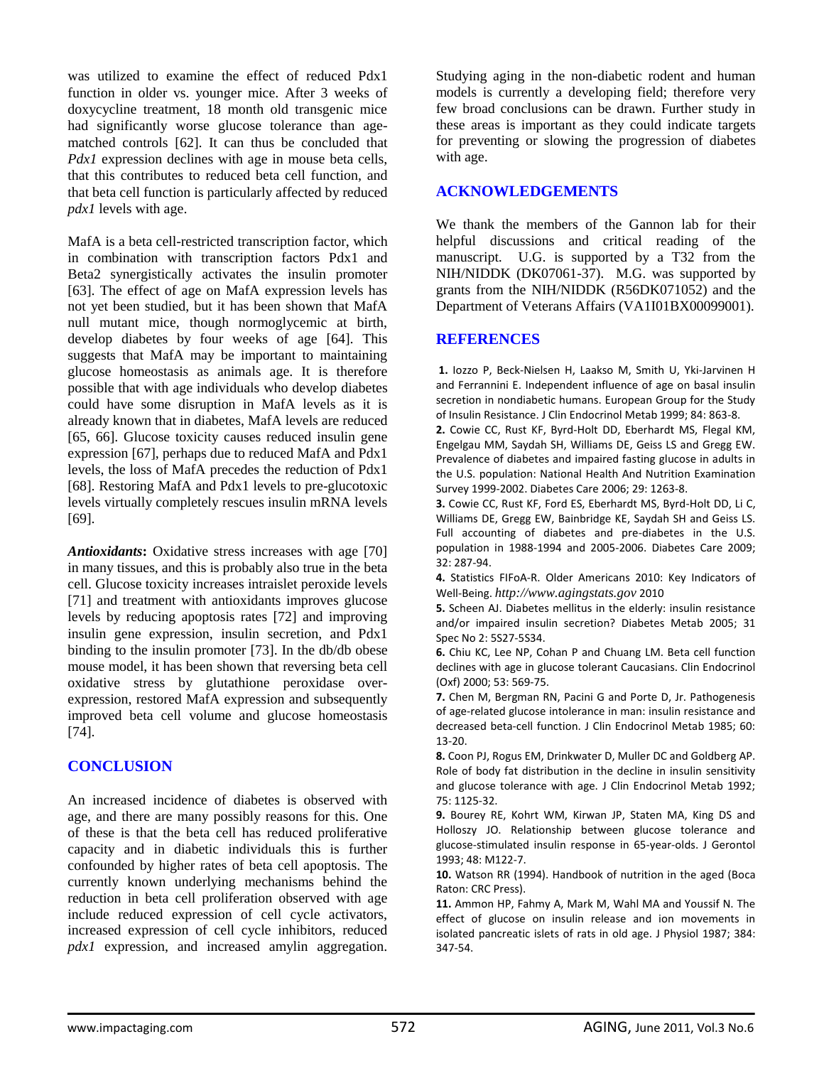was utilized to examine the effect of reduced Pdx1 function in older vs. younger mice. After 3 weeks of doxycycline treatment, 18 month old transgenic mice had significantly worse glucose tolerance than age-matched controls [62]. It can thus be concluded that *Pdx1* expression declines with age in mouse beta cells, that this contributes to reduced beta cell function, and that beta cell function is particularly affected by reduced *pdx1* levels with age.

MafA is a beta cell-restricted transcription factor, which in combination with transcription factors Pdx1 and Beta2 synergistically activates the insulin promoter [63]. The effect of age on MafA expression levels has not yet been studied, but it has been shown that MafA null mutant mice, though normoglycemic at birth, develop diabetes by four weeks of age [64]. This suggests that MafA may be important to maintaining glucose homeostasis as animals age. It is therefore possible that with age individuals who develop diabetes could have some disruption in MafA levels as it is already known that in diabetes, MafA levels are reduced [65, 66]. Glucose toxicity causes reduced insulin gene expression [67], perhaps due to reduced MafA and Pdx1 levels, the loss of MafA precedes the reduction of Pdx1 [68]. Restoring MafA and Pdx1 levels to pre-glucotoxic levels virtually completely rescues insulin mRNA levels [69].

***Antioxidants*:** Oxidative stress increases with age [70] in many tissues, and this is probably also true in the beta cell. Glucose toxicity increases intraislet peroxide levels [71] and treatment with antioxidants improves glucose levels by reducing apoptosis rates [72] and improving insulin gene expression, insulin secretion, and Pdx1 binding to the insulin promoter [73]. In the db/db obese mouse model, it has been shown that reversing beta cell oxidative stress by glutathione peroxidase over-expression, restored MafA expression and subsequently improved beta cell volume and glucose homeostasis [74].

## CONCLUSION

An increased incidence of diabetes is observed with age, and there are many possibly reasons for this. One of these is that the beta cell has reduced proliferative capacity and in diabetic individuals this is further confounded by higher rates of beta cell apoptosis. The currently known underlying mechanisms behind the reduction in beta cell proliferation observed with age include reduced expression of cell cycle activators, increased expression of cell cycle inhibitors, reduced *pdx1* expression, and increased amylin aggregation. Studying aging in the non-diabetic rodent and human models is currently a developing field; therefore very few broad conclusions can be drawn. Further study in these areas is important as they could indicate targets for preventing or slowing the progression of diabetes with age.

## ACKNOWLEDGEMENTS

We thank the members of the Gannon lab for their helpful discussions and critical reading of the manuscript. U.G. is supported by a T32 from the NIH/NIDDK (DK07061-37). M.G. was supported by grants from the NIH/NIDDK (R56DK071052) and the Department of Veterans Affairs (VA1I01BX00099001).

## REFERENCES

**1.** Iozzo P, Beck-Nielsen H, Laakso M, Smith U, Yki-Jarvinen H and Ferrannini E. Independent influence of age on basal insulin secretion in nondiabetic humans. European Group for the Study of Insulin Resistance. J Clin Endocrinol Metab 1999; 84: 863-8.

**2.** Cowie CC, Rust KF, Byrd-Holt DD, Eberhardt MS, Flegal KM, Engelgau MM, Saydah SH, Williams DE, Geiss LS and Gregg EW. Prevalence of diabetes and impaired fasting glucose in adults in the U.S. population: National Health And Nutrition Examination Survey 1999-2002. Diabetes Care 2006; 29: 1263-8.

**3.** Cowie CC, Rust KF, Ford ES, Eberhardt MS, Byrd-Holt DD, Li C, Williams DE, Gregg EW, Bainbridge KE, Saydah SH and Geiss LS. Full accounting of diabetes and pre-diabetes in the U.S. population in 1988-1994 and 2005-2006. Diabetes Care 2009; 32: 287-94.

**4.** Statistics FIFoA-R. Older Americans 2010: Key Indicators of Well-Being. *http://www.agingstats.gov* 2010

**5.** Scheen AJ. Diabetes mellitus in the elderly: insulin resistance and/or impaired insulin secretion? Diabetes Metab 2005; 31 Spec No 2: 5S27-5S34.

**6.** Chiu KC, Lee NP, Cohan P and Chuang LM. Beta cell function declines with age in glucose tolerant Caucasians. Clin Endocrinol (Oxf) 2000; 53: 569-75.

**7.** Chen M, Bergman RN, Pacini G and Porte D, Jr. Pathogenesis of age-related glucose intolerance in man: insulin resistance and decreased beta-cell function. J Clin Endocrinol Metab 1985; 60: 13-20.

**8.** Coon PJ, Rogus EM, Drinkwater D, Muller DC and Goldberg AP. Role of body fat distribution in the decline in insulin sensitivity and glucose tolerance with age. J Clin Endocrinol Metab 1992; 75: 1125-32.

**9.** Bourey RE, Kohrt WM, Kirwan JP, Staten MA, King DS and Holloszy JO. Relationship between glucose tolerance and glucose-stimulated insulin response in 65-year-olds. J Gerontol 1993; 48: M122-7.

**10.** Watson RR (1994). Handbook of nutrition in the aged (Boca Raton: CRC Press).

**11.** Ammon HP, Fahmy A, Mark M, Wahl MA and Youssif N. The effect of glucose on insulin release and ion movements in isolated pancreatic islets of rats in old age. J Physiol 1987; 384: 347-54.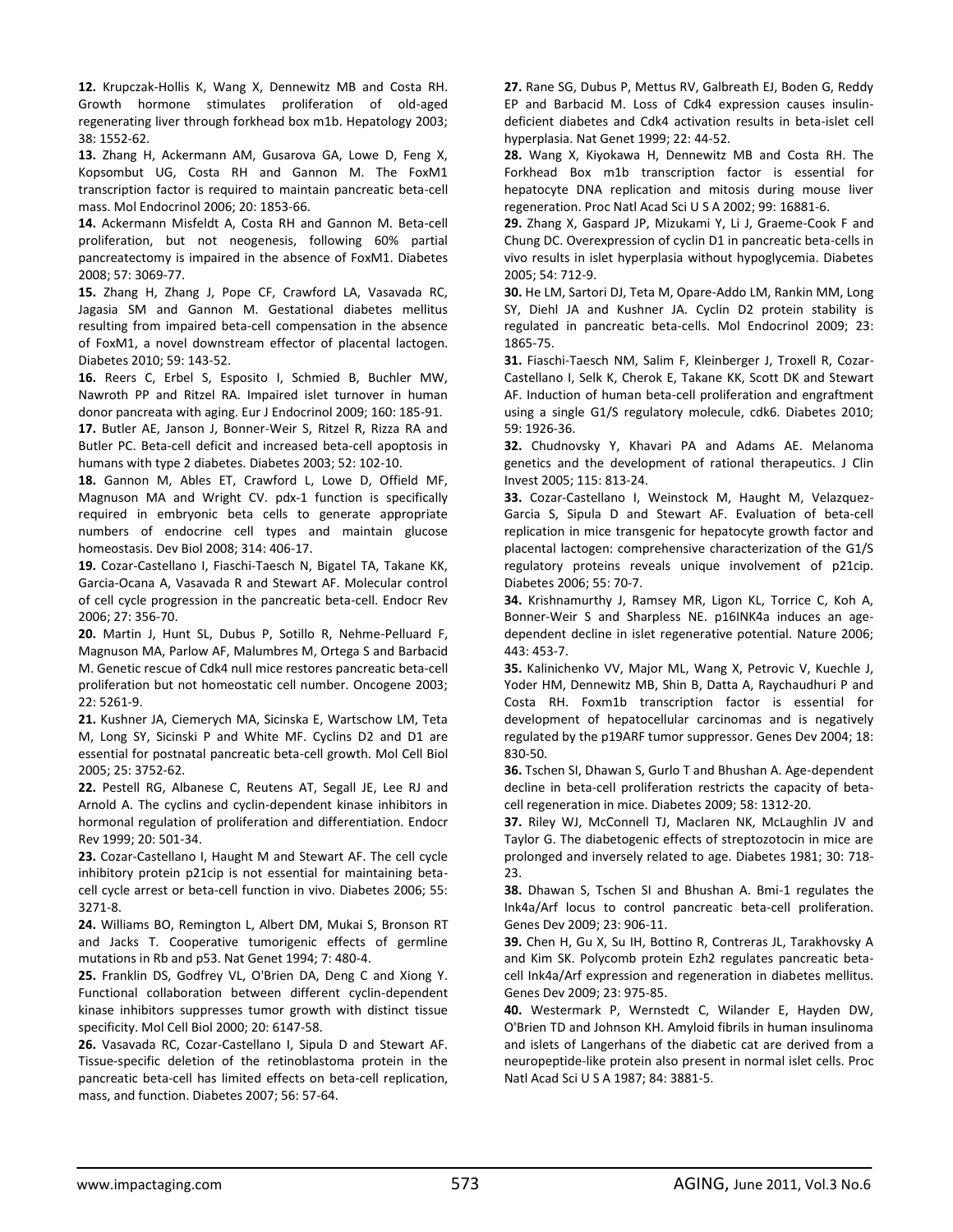**12.** Krupczak-Hollis K, Wang X, Dennewitz MB and Costa RH. Growth hormone stimulates proliferation of old-aged regenerating liver through forkhead box m1b. Hepatology 2003; 38: 1552-62.

**13.** Zhang H, Ackermann AM, Gusarova GA, Lowe D, Feng X, Kopsombut UG, Costa RH and Gannon M. The FoxM1 transcription factor is required to maintain pancreatic beta-cell mass. Mol Endocrinol 2006; 20: 1853-66.

**14.** Ackermann Misfeldt A, Costa RH and Gannon M. Beta-cell proliferation, but not neogenesis, following 60% partial pancreatectomy is impaired in the absence of FoxM1. Diabetes 2008; 57: 3069-77.

**15.** Zhang H, Zhang J, Pope CF, Crawford LA, Vasavada RC, Jagasia SM and Gannon M. Gestational diabetes mellitus resulting from impaired beta-cell compensation in the absence of FoxM1, a novel downstream effector of placental lactogen. Diabetes 2010; 59: 143-52.

**16.** Reers C, Erbel S, Esposito I, Schmied B, Buchler MW, Nawroth PP and Ritzel RA. Impaired islet turnover in human donor pancreata with aging. Eur J Endocrinol 2009; 160: 185-91.

**17.** Butler AE, Janson J, Bonner-Weir S, Ritzel R, Rizza RA and Butler PC. Beta-cell deficit and increased beta-cell apoptosis in humans with type 2 diabetes. Diabetes 2003; 52: 102-10.

**18.** Gannon M, Ables ET, Crawford L, Lowe D, Offield MF, Magnuson MA and Wright CV. pdx-1 function is specifically required in embryonic beta cells to generate appropriate numbers of endocrine cell types and maintain glucose homeostasis. Dev Biol 2008; 314: 406-17.

**19.** Cozar-Castellano I, Fiaschi-Taesch N, Bigatel TA, Takane KK, Garcia-Ocana A, Vasavada R and Stewart AF. Molecular control of cell cycle progression in the pancreatic beta-cell. Endocr Rev 2006; 27: 356-70.

**20.** Martin J, Hunt SL, Dubus P, Sotillo R, Nehme-Pelluard F, Magnuson MA, Parlow AF, Malumbres M, Ortega S and Barbacid M. Genetic rescue of Cdk4 null mice restores pancreatic beta-cell proliferation but not homeostatic cell number. Oncogene 2003; 22: 5261-9.

**21.** Kushner JA, Ciemerych MA, Sicinska E, Wartschow LM, Teta M, Long SY, Sicinski P and White MF. Cyclins D2 and D1 are essential for postnatal pancreatic beta-cell growth. Mol Cell Biol 2005; 25: 3752-62.

**22.** Pestell RG, Albanese C, Reutens AT, Segall JE, Lee RJ and Arnold A. The cyclins and cyclin-dependent kinase inhibitors in hormonal regulation of proliferation and differentiation. Endocr Rev 1999; 20: 501-34.

**23.** Cozar-Castellano I, Haught M and Stewart AF. The cell cycle inhibitory protein p21cip is not essential for maintaining beta-cell cycle arrest or beta-cell function in vivo. Diabetes 2006; 55: 3271-8.

**24.** Williams BO, Remington L, Albert DM, Mukai S, Bronson RT and Jacks T. Cooperative tumorigenic effects of germline mutations in Rb and p53. Nat Genet 1994; 7: 480-4.

**25.** Franklin DS, Godfrey VL, O'Brien DA, Deng C and Xiong Y. Functional collaboration between different cyclin-dependent kinase inhibitors suppresses tumor growth with distinct tissue specificity. Mol Cell Biol 2000; 20: 6147-58.

**26.** Vasavada RC, Cozar-Castellano I, Sipula D and Stewart AF. Tissue-specific deletion of the retinoblastoma protein in the pancreatic beta-cell has limited effects on beta-cell replication, mass, and function. Diabetes 2007; 56: 57-64.

**27.** Rane SG, Dubus P, Mettus RV, Galbreath EJ, Boden G, Reddy EP and Barbacid M. Loss of Cdk4 expression causes insulin-deficient diabetes and Cdk4 activation results in beta-islet cell hyperplasia. Nat Genet 1999; 22: 44-52.

**28.** Wang X, Kiyokawa H, Dennewitz MB and Costa RH. The Forkhead Box m1b transcription factor is essential for hepatocyte DNA replication and mitosis during mouse liver regeneration. Proc Natl Acad Sci U S A 2002; 99: 16881-6.

**29.** Zhang X, Gaspard JP, Mizukami Y, Li J, Graeme-Cook F and Chung DC. Overexpression of cyclin D1 in pancreatic beta-cells in vivo results in islet hyperplasia without hypoglycemia. Diabetes 2005; 54: 712-9.

**30.** He LM, Sartori DJ, Teta M, Opare-Addo LM, Rankin MM, Long SY, Diehl JA and Kushner JA. Cyclin D2 protein stability is regulated in pancreatic beta-cells. Mol Endocrinol 2009; 23: 1865-75.

**31.** Fiaschi-Taesch NM, Salim F, Kleinberger J, Troxell R, Cozar-Castellano I, Selk K, Cherok E, Takane KK, Scott DK and Stewart AF. Induction of human beta-cell proliferation and engraftment using a single G1/S regulatory molecule, cdk6. Diabetes 2010; 59: 1926-36.

**32.** Chudnovsky Y, Khavari PA and Adams AE. Melanoma genetics and the development of rational therapeutics. J Clin Invest 2005; 115: 813-24.

**33.** Cozar-Castellano I, Weinstock M, Haught M, Velazquez-Garcia S, Sipula D and Stewart AF. Evaluation of beta-cell replication in mice transgenic for hepatocyte growth factor and placental lactogen: comprehensive characterization of the G1/S regulatory proteins reveals unique involvement of p21cip. Diabetes 2006; 55: 70-7.

**34.** Krishnamurthy J, Ramsey MR, Ligon KL, Torrice C, Koh A, Bonner-Weir S and Sharpless NE. p16INK4a induces an age-dependent decline in islet regenerative potential. Nature 2006; 443: 453-7.

**35.** Kalinichenko VV, Major ML, Wang X, Petrovic V, Kuechle J, Yoder HM, Dennewitz MB, Shin B, Datta A, Raychaudhuri P and Costa RH. Foxm1b transcription factor is essential for development of hepatocellular carcinomas and is negatively regulated by the p19ARF tumor suppressor. Genes Dev 2004; 18: 830-50.

**36.** Tschen SI, Dhawan S, Gurlo T and Bhushan A. Age-dependent decline in beta-cell proliferation restricts the capacity of beta-cell regeneration in mice. Diabetes 2009; 58: 1312-20.

**37.** Riley WJ, McConnell TJ, Maclaren NK, McLaughlin JV and Taylor G. The diabetogenic effects of streptozotocin in mice are prolonged and inversely related to age. Diabetes 1981; 30: 718-23.

**38.** Dhawan S, Tschen SI and Bhushan A. Bmi-1 regulates the Ink4a/Arf locus to control pancreatic beta-cell proliferation. Genes Dev 2009; 23: 906-11.

**39.** Chen H, Gu X, Su IH, Bottino R, Contreras JL, Tarakhovsky A and Kim SK. Polycomb protein Ezh2 regulates pancreatic beta-cell Ink4a/Arf expression and regeneration in diabetes mellitus. Genes Dev 2009; 23: 975-85.

**40.** Westermark P, Wernstedt C, Wilander E, Hayden DW, O'Brien TD and Johnson KH. Amyloid fibrils in human insulinoma and islets of Langerhans of the diabetic cat are derived from a neuropeptide-like protein also present in normal islet cells. Proc Natl Acad Sci U S A 1987; 84: 3881-5.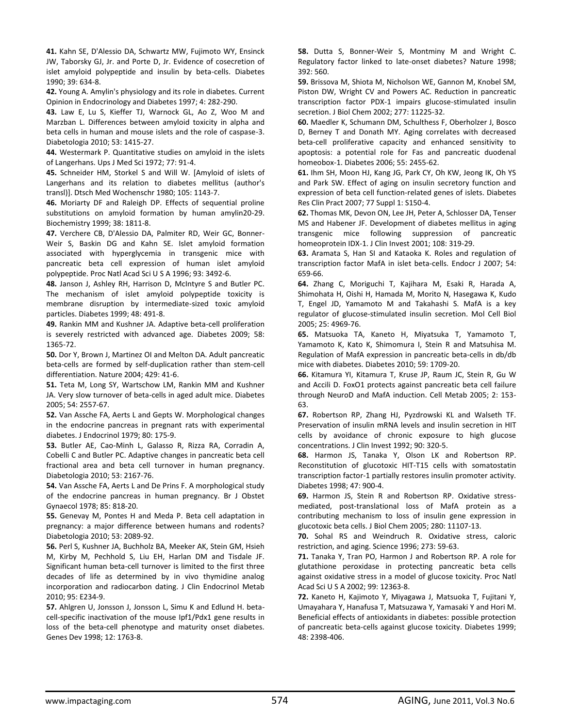**41.** Kahn SE, D'Alessio DA, Schwartz MW, Fujimoto WY, Ensinck JW, Taborsky GJ, Jr. and Porte D, Jr. Evidence of cosecretion of islet amyloid polypeptide and insulin by beta-cells. Diabetes 1990; 39: 634-8.

**42.** Young A. Amylin's physiology and its role in diabetes. Current Opinion in Endocrinology and Diabetes 1997; 4: 282-290.

**43.** Law E, Lu S, Kieffer TJ, Warnock GL, Ao Z, Woo M and Marzban L. Differences between amyloid toxicity in alpha and beta cells in human and mouse islets and the role of caspase-3. Diabetologia 2010; 53: 1415-27.

**44.** Westermark P. Quantitative studies on amyloid in the islets of Langerhans. Ups J Med Sci 1972; 77: 91-4.

**45.** Schneider HM, Storkel S and Will W. [Amyloid of islets of Langerhans and its relation to diabetes mellitus (author's transl)]. Dtsch Med Wochenschr 1980; 105: 1143-7.

**46.** Moriarty DF and Raleigh DP. Effects of sequential proline substitutions on amyloid formation by human amylin20-29. Biochemistry 1999; 38: 1811-8.

**47.** Verchere CB, D'Alessio DA, Palmiter RD, Weir GC, Bonner-Weir S, Baskin DG and Kahn SE. Islet amyloid formation associated with hyperglycemia in transgenic mice with pancreatic beta cell expression of human islet amyloid polypeptide. Proc Natl Acad Sci U S A 1996; 93: 3492-6.

**48.** Janson J, Ashley RH, Harrison D, McIntyre S and Butler PC. The mechanism of islet amyloid polypeptide toxicity is membrane disruption by intermediate-sized toxic amyloid particles. Diabetes 1999; 48: 491-8.

**49.** Rankin MM and Kushner JA. Adaptive beta-cell proliferation is severely restricted with advanced age. Diabetes 2009; 58: 1365-72.

**50.** Dor Y, Brown J, Martinez OI and Melton DA. Adult pancreatic beta-cells are formed by self-duplication rather than stem-cell differentiation. Nature 2004; 429: 41-6.

**51.** Teta M, Long SY, Wartschow LM, Rankin MM and Kushner JA. Very slow turnover of beta-cells in aged adult mice. Diabetes 2005; 54: 2557-67.

**52.** Van Assche FA, Aerts L and Gepts W. Morphological changes in the endocrine pancreas in pregnant rats with experimental diabetes. J Endocrinol 1979; 80: 175-9.

**53.** Butler AE, Cao-Minh L, Galasso R, Rizza RA, Corradin A, Cobelli C and Butler PC. Adaptive changes in pancreatic beta cell fractional area and beta cell turnover in human pregnancy. Diabetologia 2010; 53: 2167-76.

**54.** Van Assche FA, Aerts L and De Prins F. A morphological study of the endocrine pancreas in human pregnancy. Br J Obstet Gynaecol 1978; 85: 818-20.

**55.** Genevay M, Pontes H and Meda P. Beta cell adaptation in pregnancy: a major difference between humans and rodents? Diabetologia 2010; 53: 2089-92.

**56.** Perl S, Kushner JA, Buchholz BA, Meeker AK, Stein GM, Hsieh M, Kirby M, Pechhold S, Liu EH, Harlan DM and Tisdale JF. Significant human beta-cell turnover is limited to the first three decades of life as determined by in vivo thymidine analog incorporation and radiocarbon dating. J Clin Endocrinol Metab 2010; 95: E234-9.

**57.** Ahlgren U, Jonsson J, Jonsson L, Simu K and Edlund H. beta-cell-specific inactivation of the mouse Ipf1/Pdx1 gene results in loss of the beta-cell phenotype and maturity onset diabetes. Genes Dev 1998; 12: 1763-8.

**58.** Dutta S, Bonner-Weir S, Montminy M and Wright C. Regulatory factor linked to late-onset diabetes? Nature 1998; 392: 560.

**59.** Brissova M, Shiota M, Nicholson WE, Gannon M, Knobel SM, Piston DW, Wright CV and Powers AC. Reduction in pancreatic transcription factor PDX-1 impairs glucose-stimulated insulin secretion. J Biol Chem 2002; 277: 11225-32.

**60.** Maedler K, Schumann DM, Schulthess F, Oberholzer J, Bosco D, Berney T and Donath MY. Aging correlates with decreased beta-cell proliferative capacity and enhanced sensitivity to apoptosis: a potential role for Fas and pancreatic duodenal homeobox-1. Diabetes 2006; 55: 2455-62.

**61.** Ihm SH, Moon HJ, Kang JG, Park CY, Oh KW, Jeong IK, Oh YS and Park SW. Effect of aging on insulin secretory function and expression of beta cell function-related genes of islets. Diabetes Res Clin Pract 2007; 77 Suppl 1: S150-4.

**62.** Thomas MK, Devon ON, Lee JH, Peter A, Schlosser DA, Tenser MS and Habener JF. Development of diabetes mellitus in aging transgenic mice following suppression of pancreatic homeoprotein IDX-1. J Clin Invest 2001; 108: 319-29.

**63.** Aramata S, Han SI and Kataoka K. Roles and regulation of transcription factor MafA in islet beta-cells. Endocr J 2007; 54: 659-66.

**64.** Zhang C, Moriguchi T, Kajihara M, Esaki R, Harada A, Shimohata H, Oishi H, Hamada M, Morito N, Hasegawa K, Kudo T, Engel JD, Yamamoto M and Takahashi S. MafA is a key regulator of glucose-stimulated insulin secretion. Mol Cell Biol 2005; 25: 4969-76.

**65.** Matsuoka TA, Kaneto H, Miyatsuka T, Yamamoto T, Yamamoto K, Kato K, Shimomura I, Stein R and Matsuhisa M. Regulation of MafA expression in pancreatic beta-cells in db/db mice with diabetes. Diabetes 2010; 59: 1709-20.

**66.** Kitamura YI, Kitamura T, Kruse JP, Raum JC, Stein R, Gu W and Accili D. FoxO1 protects against pancreatic beta cell failure through NeuroD and MafA induction. Cell Metab 2005; 2: 153-63.

**67.** Robertson RP, Zhang HJ, Pyzdrowski KL and Walseth TF. Preservation of insulin mRNA levels and insulin secretion in HIT cells by avoidance of chronic exposure to high glucose concentrations. J Clin Invest 1992; 90: 320-5.

**68.** Harmon JS, Tanaka Y, Olson LK and Robertson RP. Reconstitution of glucotoxic HIT-T15 cells with somatostatin transcription factor-1 partially restores insulin promoter activity. Diabetes 1998; 47: 900-4.

**69.** Harmon JS, Stein R and Robertson RP. Oxidative stress-mediated, post-translational loss of MafA protein as a contributing mechanism to loss of insulin gene expression in glucotoxic beta cells. J Biol Chem 2005; 280: 11107-13.

**70.** Sohal RS and Weindruch R. Oxidative stress, caloric restriction, and aging. Science 1996; 273: 59-63.

**71.** Tanaka Y, Tran PO, Harmon J and Robertson RP. A role for glutathione peroxidase in protecting pancreatic beta cells against oxidative stress in a model of glucose toxicity. Proc Natl Acad Sci U S A 2002; 99: 12363-8.

**72.** Kaneto H, Kajimoto Y, Miyagawa J, Matsuoka T, Fujitani Y, Umayahara Y, Hanafusa T, Matsuzawa Y, Yamasaki Y and Hori M. Beneficial effects of antioxidants in diabetes: possible protection of pancreatic beta-cells against glucose toxicity. Diabetes 1999; 48: 2398-406.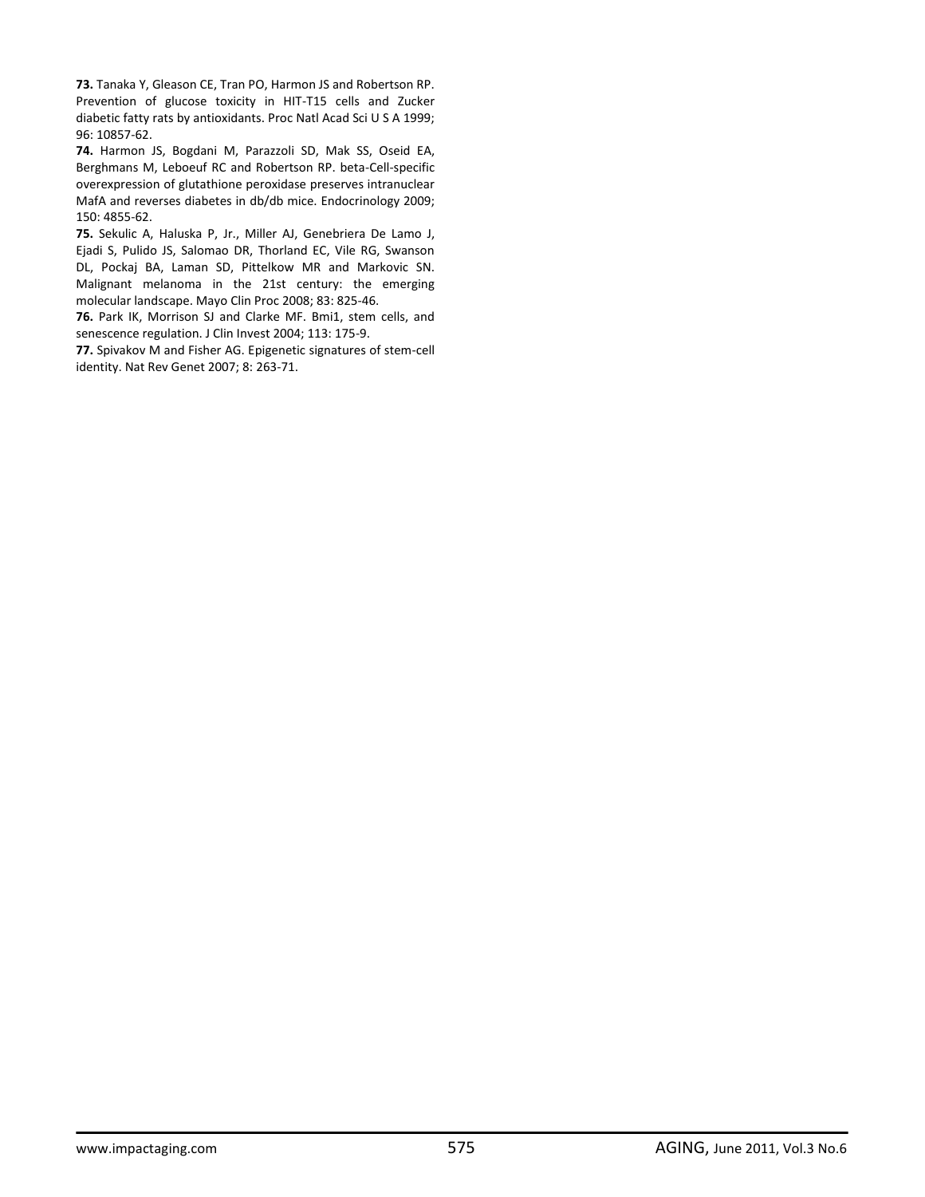**73.** Tanaka Y, Gleason CE, Tran PO, Harmon JS and Robertson RP. Prevention of glucose toxicity in HIT-T15 cells and Zucker diabetic fatty rats by antioxidants. Proc Natl Acad Sci U S A 1999; 96: 10857-62.

**74.** Harmon JS, Bogdani M, Parazzoli SD, Mak SS, Oseid EA, Berghmans M, Leboeuf RC and Robertson RP. beta-Cell-specific overexpression of glutathione peroxidase preserves intranuclear MafA and reverses diabetes in db/db mice. Endocrinology 2009; 150: 4855-62.

**75.** Sekulic A, Haluska P, Jr., Miller AJ, Genebriera De Lamo J, Ejadi S, Pulido JS, Salomao DR, Thorland EC, Vile RG, Swanson DL, Pockaj BA, Laman SD, Pittelkow MR and Markovic SN. Malignant melanoma in the 21st century: the emerging molecular landscape. Mayo Clin Proc 2008; 83: 825-46.

**76.** Park IK, Morrison SJ and Clarke MF. Bmi1, stem cells, and senescence regulation. J Clin Invest 2004; 113: 175-9.

**77.** Spivakov M and Fisher AG. Epigenetic signatures of stem-cell identity. Nat Rev Genet 2007; 8: 263-71.